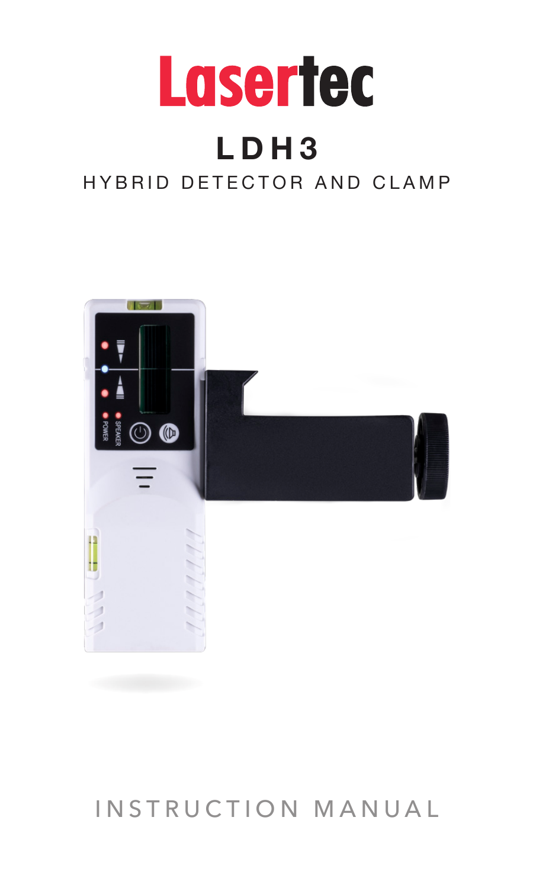# Lasertec

## LDH3

HYBRID DETECTOR AND CLAMP

INSTRUCTION MANUAL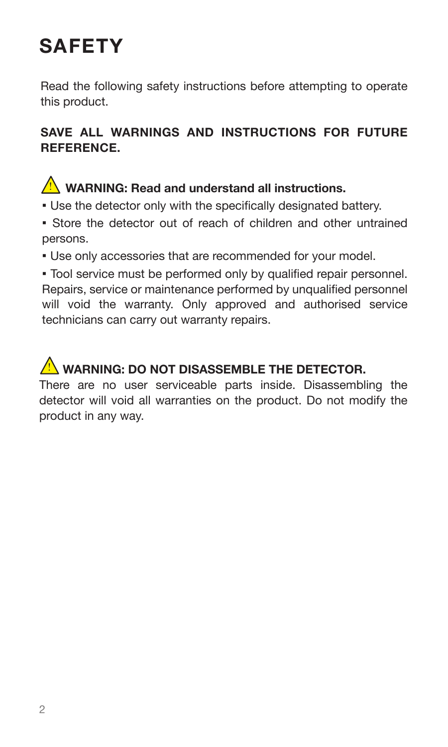# SAFETY

Read the following safety instructions before attempting to operate this product.

**SAVE ALL WARNINGS AND INSTRUCTIONS FOR FUTURE REFERENCE.**

### ⚠ WARNING: Read and understand all instructions.

- Use the detector only with the specifically designated battery.
- Store the detector out of reach of children and other untrained persons.
- Use only accessories that are recommended for your model.
- Tool service must be performed only by qualified repair personnel. Repairs, service or maintenance performed by unqualified personnel will void the warranty. Only approved and authorised service technicians can carry out warranty repairs.

### ⚠ WARNING: DO NOT DISASSEMBLE THE DETECTOR.

There are no user serviceable parts inside. Disassembling the detector will void all warranties on the product. Do not modify the product in any way.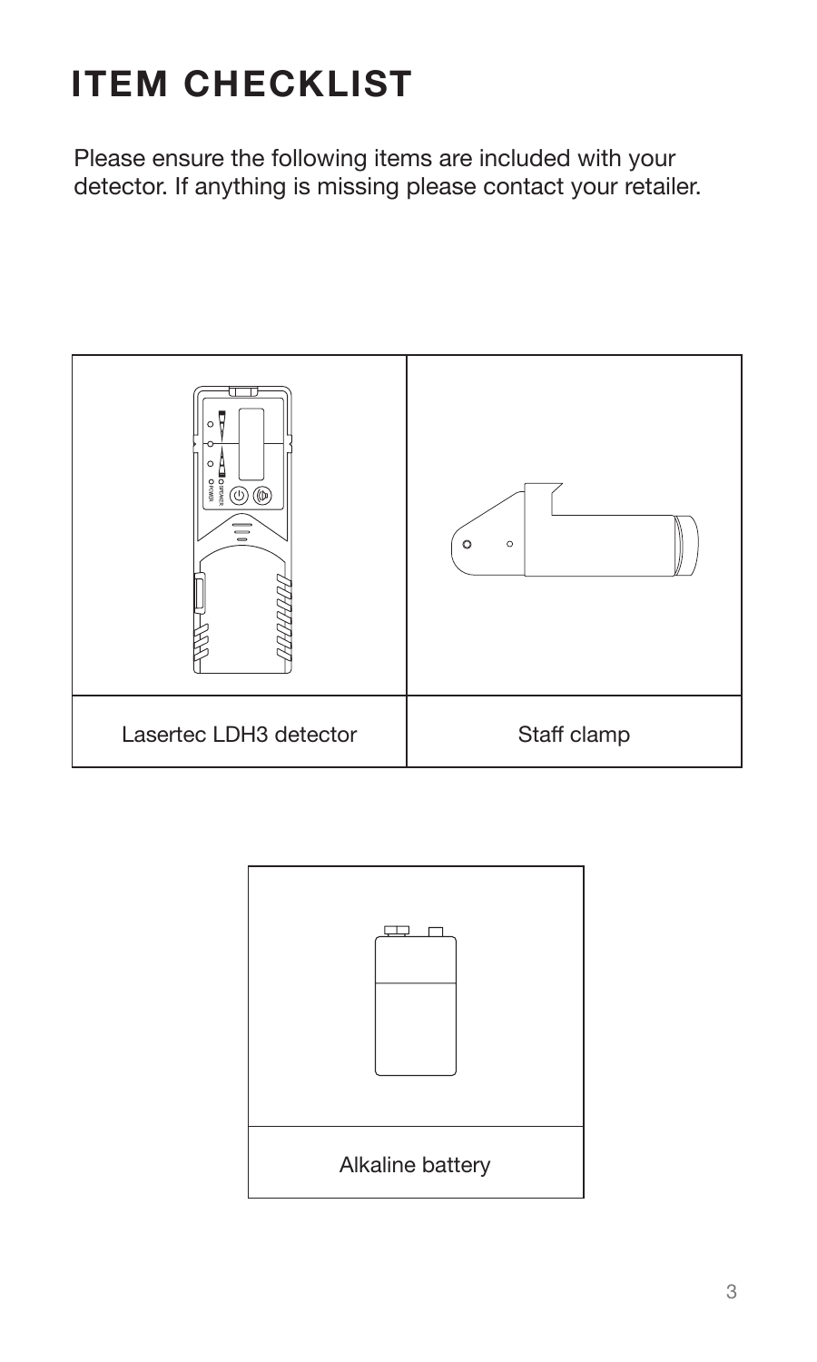# ITEM CHECKLIST

Please ensure the following items are included with your detector. If anything is missing please contact your retailer.

| Lasertec LDH3 detector | Staff clamp |
| --- | --- |

| Alkaline battery |
| --- |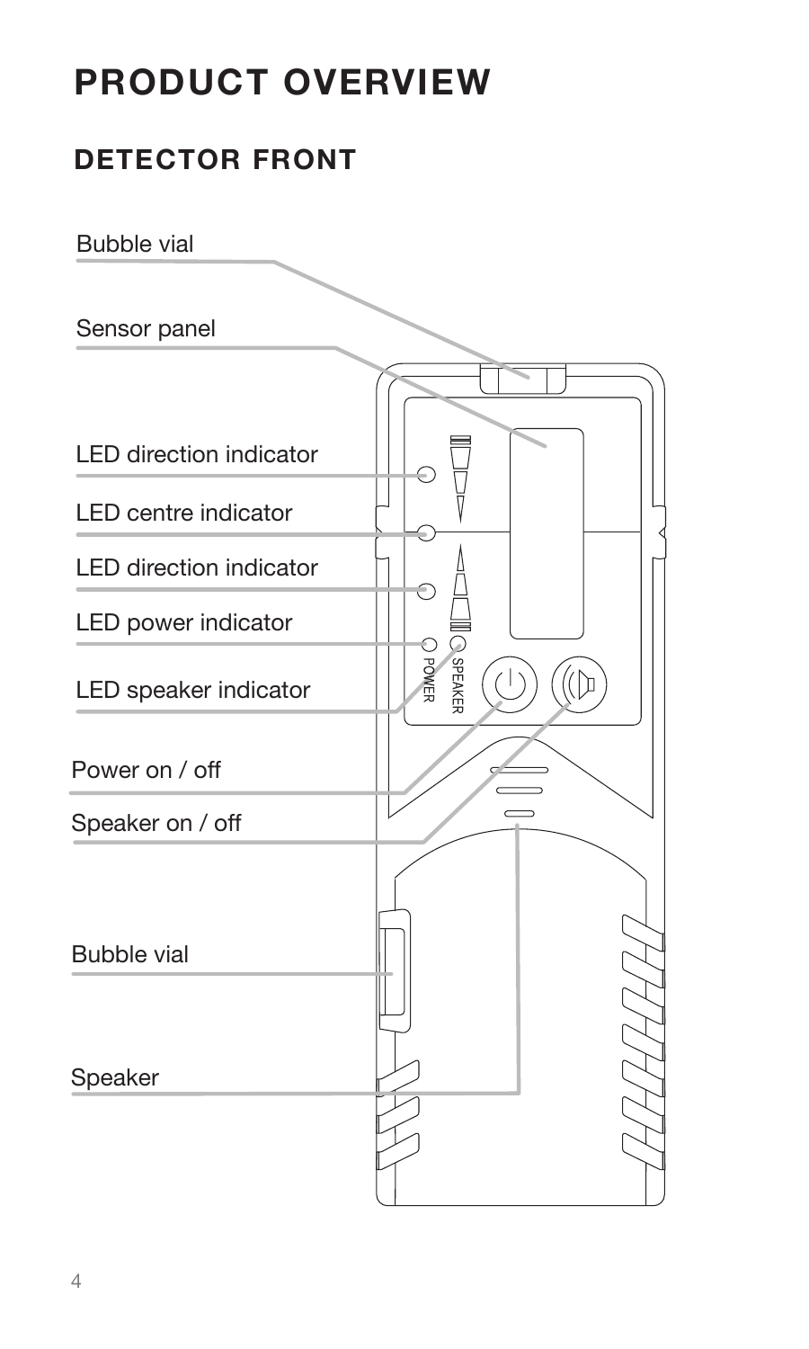# PRODUCT OVERVIEW

## DETECTOR FRONT

Bubble vial

Sensor panel

LED direction indicator

LED centre indicator

LED direction indicator

LED power indicator

LED speaker indicator

Power on / off

Speaker on / off

Bubble vial

Speaker

POWER

SPEAKER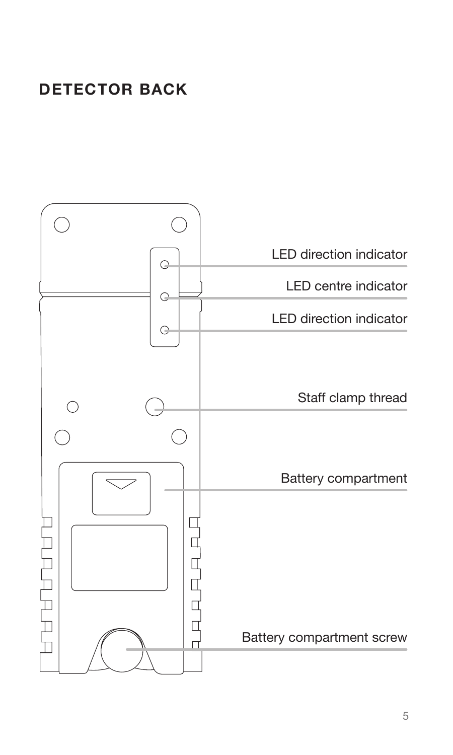## DETECTOR BACK

LED direction indicator

LED centre indicator

LED direction indicator

Staff clamp thread

Battery compartment

Battery compartment screw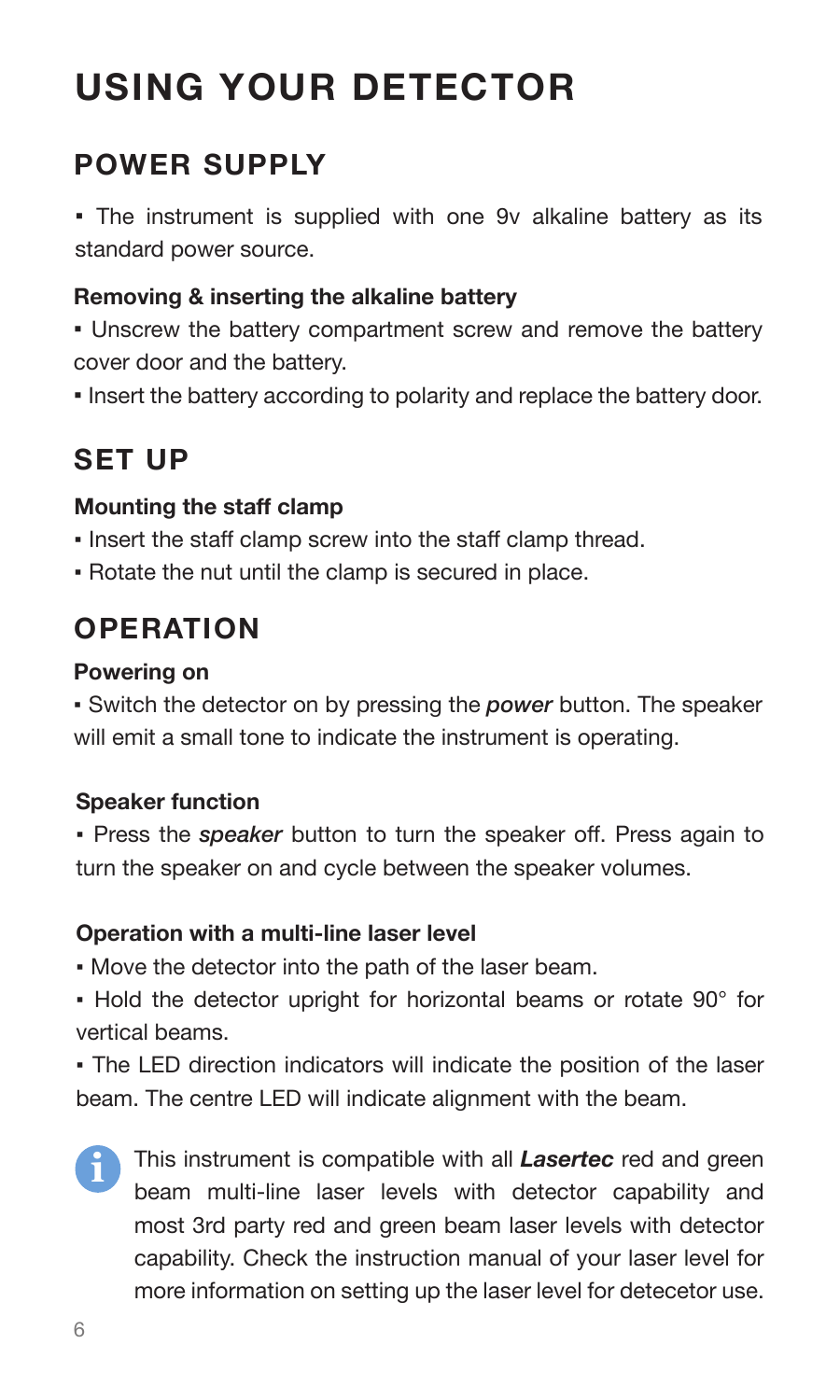# USING YOUR DETECTOR

## POWER SUPPLY

- The instrument is supplied with one 9v alkaline battery as its standard power source.

### Removing & inserting the alkaline battery

- Unscrew the battery compartment screw and remove the battery cover door and the battery.
- Insert the battery according to polarity and replace the battery door.

## SET UP

### Mounting the staff clamp

- Insert the staff clamp screw into the staff clamp thread.
- Rotate the nut until the clamp is secured in place.

## OPERATION

### Powering on

- Switch the detector on by pressing the ***power*** button. The speaker will emit a small tone to indicate the instrument is operating.

### Speaker function

- Press the ***speaker*** button to turn the speaker off. Press again to turn the speaker on and cycle between the speaker volumes.

### Operation with a multi-line laser level

- Move the detector into the path of the laser beam.
- Hold the detector upright for horizontal beams or rotate 90° for vertical beams.
- The LED direction indicators will indicate the position of the laser beam. The centre LED will indicate alignment with the beam.

This instrument is compatible with all ***Lasertec*** red and green beam multi-line laser levels with detector capability and most 3rd party red and green beam laser levels with detector capability. Check the instruction manual of your laser level for more information on setting up the laser level for detecetor use.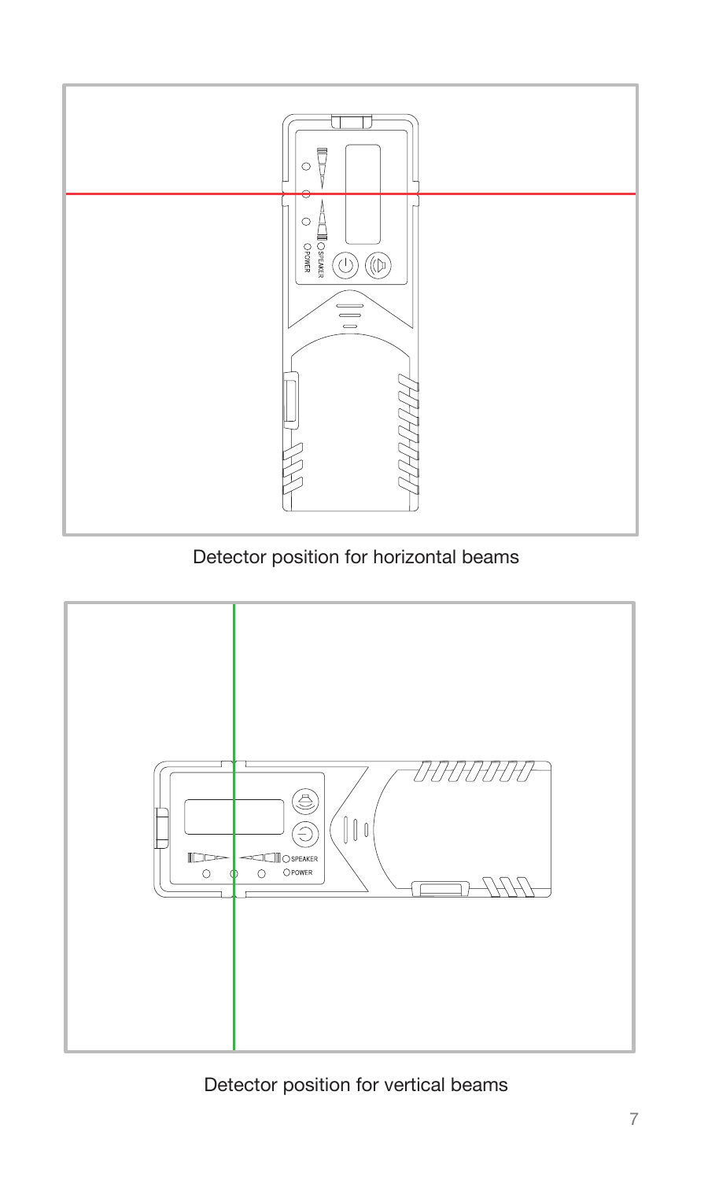Detector position for horizontal beams

Detector position for vertical beams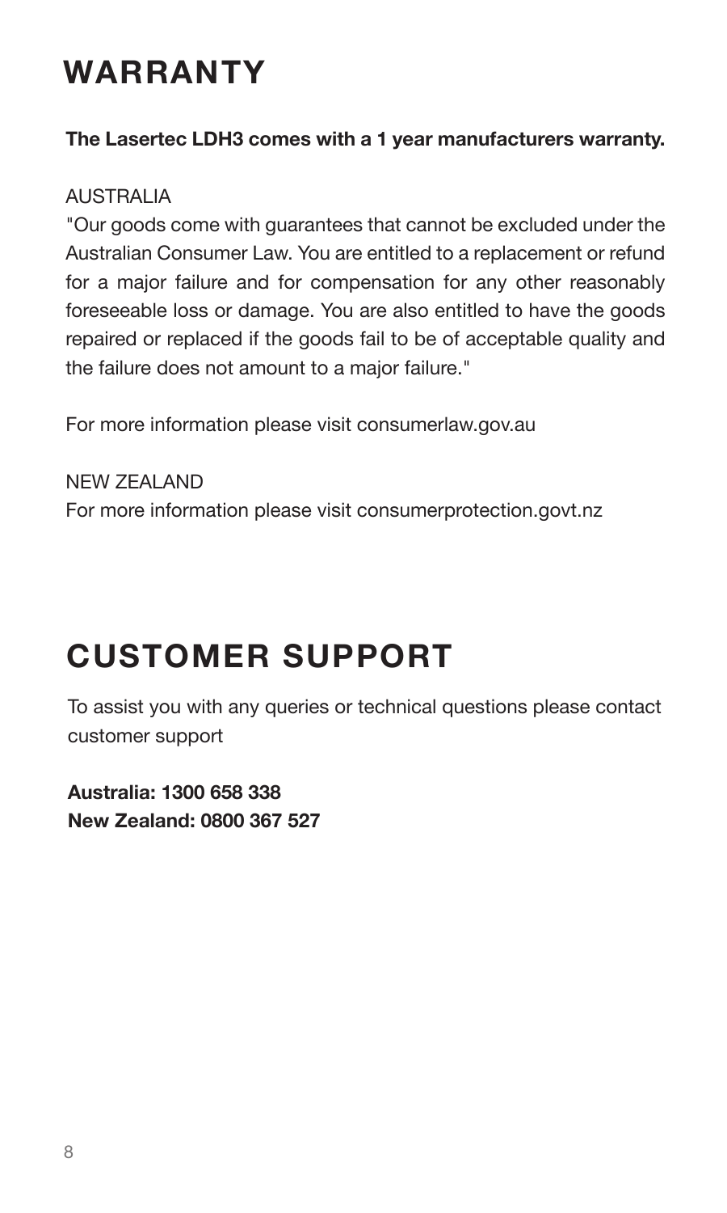# WARRANTY

**The Lasertec LDH3 comes with a 1 year manufacturers warranty.**

AUSTRALIA

"Our goods come with guarantees that cannot be excluded under the Australian Consumer Law. You are entitled to a replacement or refund for a major failure and for compensation for any other reasonably foreseeable loss or damage. You are also entitled to have the goods repaired or replaced if the goods fail to be of acceptable quality and the failure does not amount to a major failure."

For more information please visit consumerlaw.gov.au

NEW ZEALAND

For more information please visit consumerprotection.govt.nz

# CUSTOMER SUPPORT

To assist you with any queries or technical questions please contact customer support

**Australia: 1300 658 338**
**New Zealand: 0800 367 527**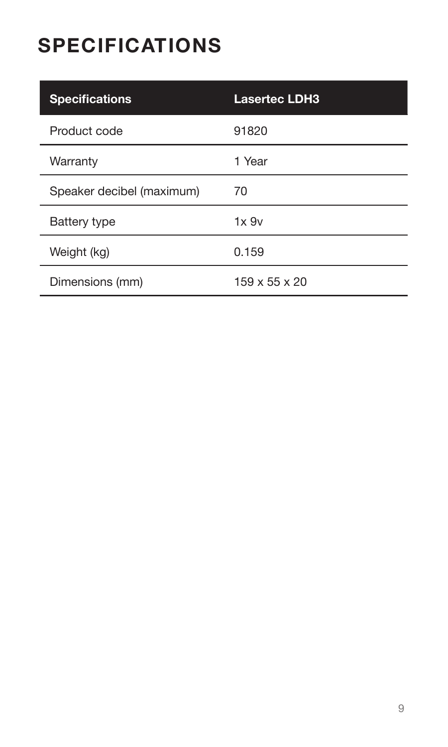# SPECIFICATIONS

| Specifications | Lasertec LDH3 |
|---|---|
| Product code | 91820 |
| Warranty | 1 Year |
| Speaker decibel (maximum) | 70 |
| Battery type | 1x 9v |
| Weight (kg) | 0.159 |
| Dimensions (mm) | 159 x 55 x 20 |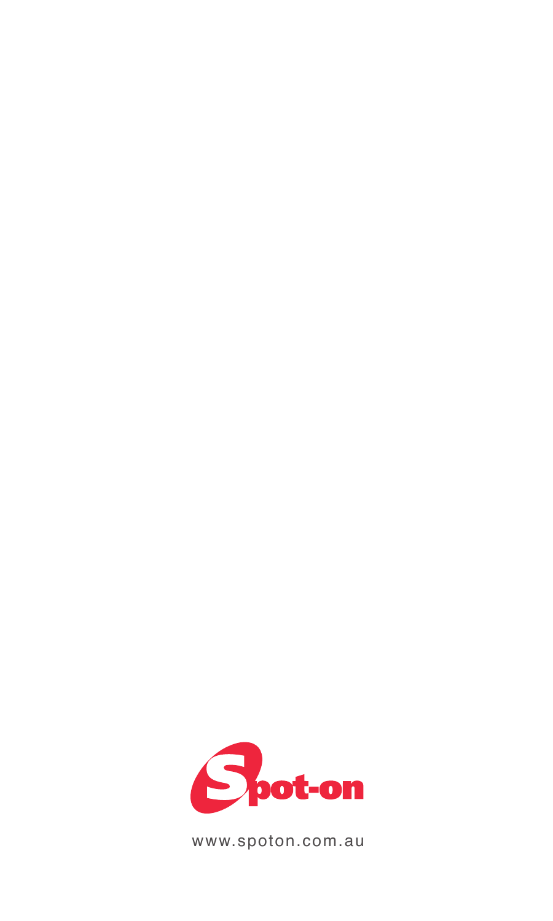Spot-on

www.spoton.com.au